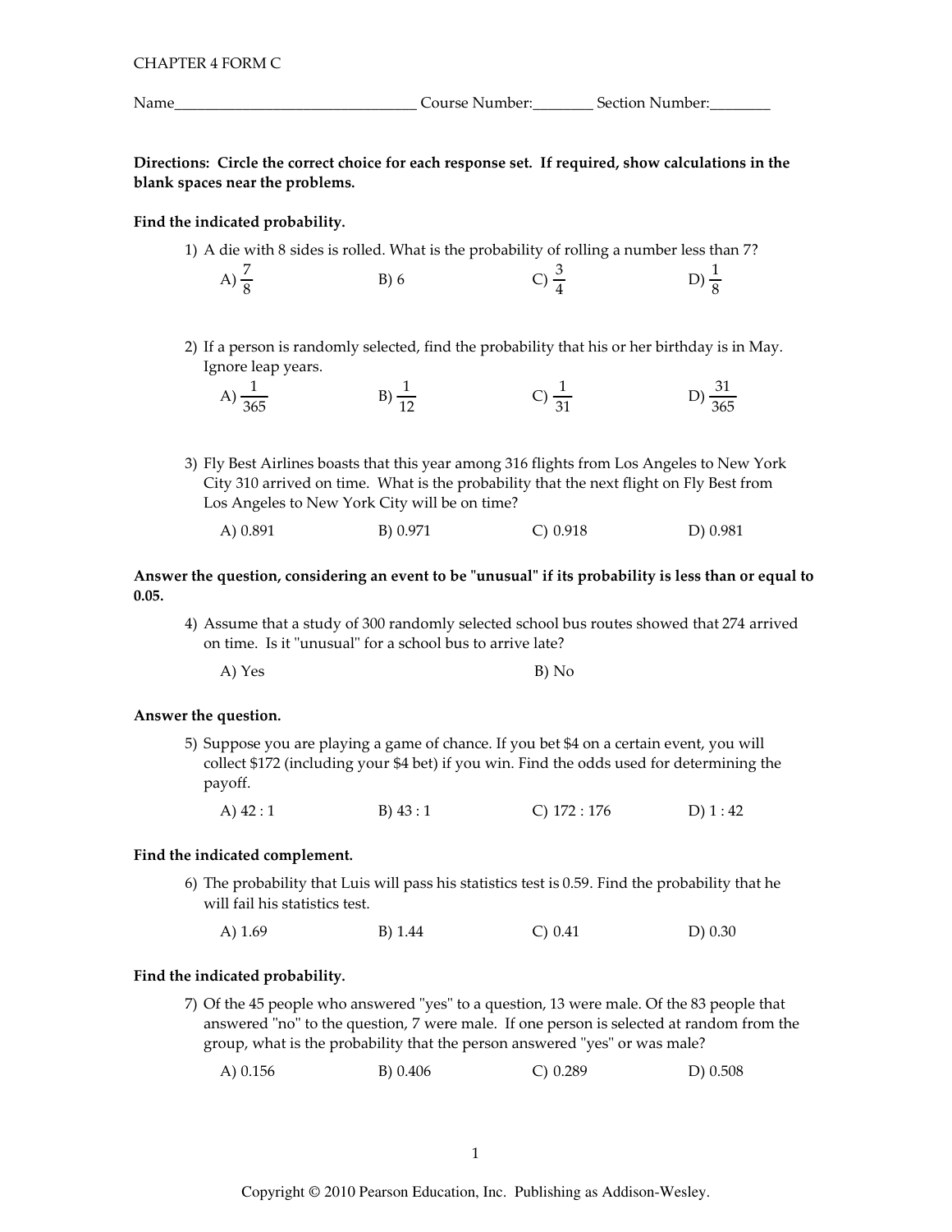CHAPTER 4 FORM C

Name_______________________________ Course Number:________ Section Number:________

**Directions: Circle the correct choice for each response set. If required, show calculations in the blank spaces near the problems.**

**Find the indicated probability.**

1) A die with 8 sides is rolled. What is the probability of rolling a number less than 7?

A) $\frac{7}{8}$ B) 6 C) $\frac{3}{4}$ D) $\frac{1}{8}$

2) If a person is randomly selected, find the probability that his or her birthday is in May. Ignore leap years.

A) $\frac{1}{365}$ B) $\frac{1}{12}$ C) $\frac{1}{31}$ D) $\frac{31}{365}$

3) Fly Best Airlines boasts that this year among 316 flights from Los Angeles to New York City 310 arrived on time. What is the probability that the next flight on Fly Best from Los Angeles to New York City will be on time?

A) 0.891 B) 0.971 C) 0.918 D) 0.981

**Answer the question, considering an event to be "unusual" if its probability is less than or equal to 0.05.**

4) Assume that a study of 300 randomly selected school bus routes showed that 274 arrived on time. Is it "unusual" for a school bus to arrive late?

A) Yes B) No

**Answer the question.**

5) Suppose you are playing a game of chance. If you bet \$4 on a certain event, you will collect \$172 (including your \$4 bet) if you win. Find the odds used for determining the payoff.

A) 42 : 1 B) 43 : 1 C) 172 : 176 D) 1 : 42

**Find the indicated complement.**

6) The probability that Luis will pass his statistics test is 0.59. Find the probability that he will fail his statistics test.

A) 1.69 B) 1.44 C) 0.41 D) 0.30

**Find the indicated probability.**

7) Of the 45 people who answered "yes" to a question, 13 were male. Of the 83 people that answered "no" to the question, 7 were male. If one person is selected at random from the group, what is the probability that the person answered "yes" or was male?

A) 0.156 B) 0.406 C) 0.289 D) 0.508

Copyright © 2010 Pearson Education, Inc. Publishing as Addison-Wesley.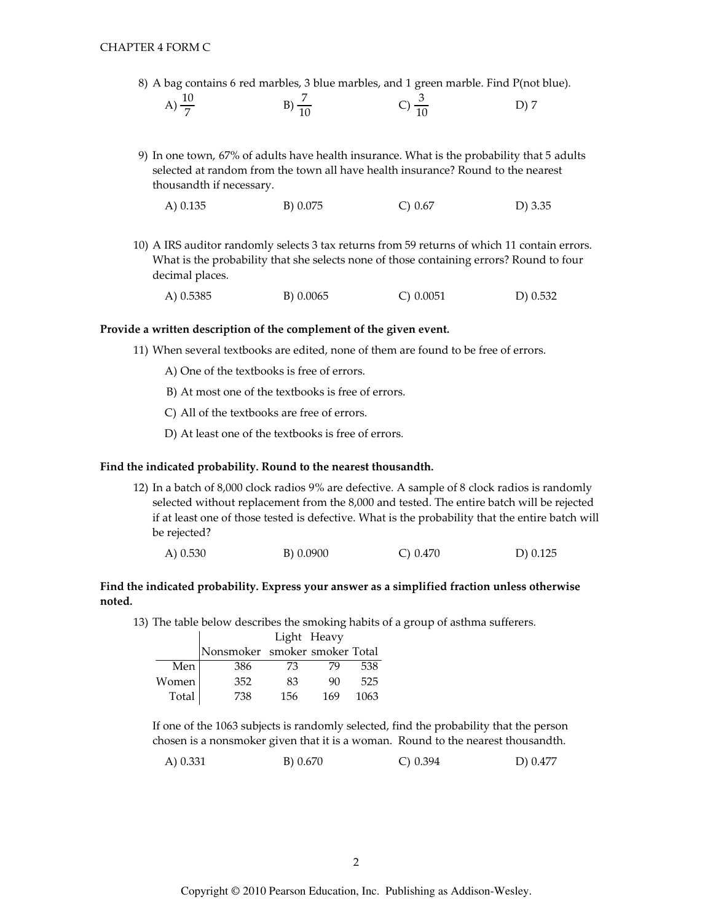8) A bag contains 6 red marbles, 3 blue marbles, and 1 green marble. Find P(not blue).

A) $\frac{10}{7}$ B) $\frac{7}{10}$ C) $\frac{3}{10}$ D) 7

9) In one town, 67% of adults have health insurance. What is the probability that 5 adults selected at random from the town all have health insurance? Round to the nearest thousandth if necessary.

A) 0.135 B) 0.075 C) 0.67 D) 3.35

10) A IRS auditor randomly selects 3 tax returns from 59 returns of which 11 contain errors. What is the probability that she selects none of those containing errors? Round to four decimal places.

A) 0.5385 B) 0.0065 C) 0.0051 D) 0.532

**Provide a written description of the complement of the given event.**

11) When several textbooks are edited, none of them are found to be free of errors.

A) One of the textbooks is free of errors.

B) At most one of the textbooks is free of errors.

C) All of the textbooks are free of errors.

D) At least one of the textbooks is free of errors.

**Find the indicated probability. Round to the nearest thousandth.**

12) In a batch of 8,000 clock radios 9% are defective. A sample of 8 clock radios is randomly selected without replacement from the 8,000 and tested. The entire batch will be rejected if at least one of those tested is defective. What is the probability that the entire batch will be rejected?

A) 0.530 B) 0.0900 C) 0.470 D) 0.125

**Find the indicated probability. Express your answer as a simplified fraction unless otherwise noted.**

13) The table below describes the smoking habits of a group of asthma sufferers.

| | Nonsmoker | Light smoker | Heavy smoker | Total |
|---|---|---|---|---|
| Men | 386 | 73 | 79 | 538 |
| Women | 352 | 83 | 90 | 525 |
| Total | 738 | 156 | 169 | 1063 |

If one of the 1063 subjects is randomly selected, find the probability that the person chosen is a nonsmoker given that it is a woman. Round to the nearest thousandth.

A) 0.331 B) 0.670 C) 0.394 D) 0.477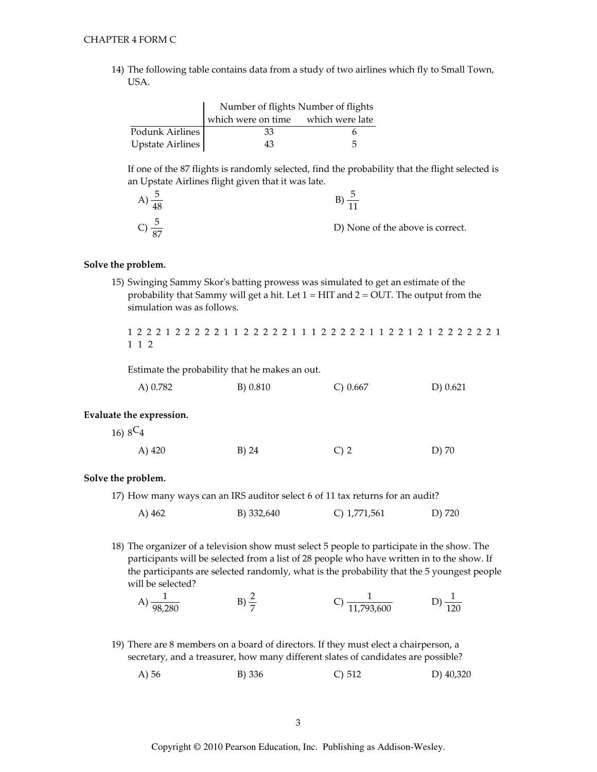14) The following table contains data from a study of two airlines which fly to Small Town, USA.

| | Number of flights which were on time | Number of flights which were late |
|---|---|---|
| Podunk Airlines | 33 | 6 |
| Upstate Airlines | 43 | 5 |

If one of the 87 flights is randomly selected, find the probability that the flight selected is an Upstate Airlines flight given that it was late.

A) $\frac{5}{48}$  B) $\frac{5}{11}$

C) $\frac{5}{87}$  D) None of the above is correct.

**Solve the problem.**

15) Swinging Sammy Skor's batting prowess was simulated to get an estimate of the probability that Sammy will get a hit. Let 1 = HIT and 2 = OUT. The output from the simulation was as follows.

1 2 2 2 1 2 2 2 2 2 1 1 2 2 2 2 2 1 1 1 2 2 2 2 2 1 1 2 2 1 2 1 2 2 2 2 2 2 1 1 1 2

Estimate the probability that he makes an out.

A) 0.782  B) 0.810  C) 0.667  D) 0.621

**Evaluate the expression.**

16) $_8C_4$

A) 420  B) 24  C) 2  D) 70

**Solve the problem.**

17) How many ways can an IRS auditor select 6 of 11 tax returns for an audit?

A) 462  B) 332,640  C) 1,771,561  D) 720

18) The organizer of a television show must select 5 people to participate in the show. The participants will be selected from a list of 28 people who have written in to the show. If the participants are selected randomly, what is the probability that the 5 youngest people will be selected?

A) $\frac{1}{98{,}280}$  B) $\frac{2}{7}$  C) $\frac{1}{11{,}793{,}600}$  D) $\frac{1}{120}$

19) There are 8 members on a board of directors. If they must elect a chairperson, a secretary, and a treasurer, how many different slates of candidates are possible?

A) 56  B) 336  C) 512  D) 40,320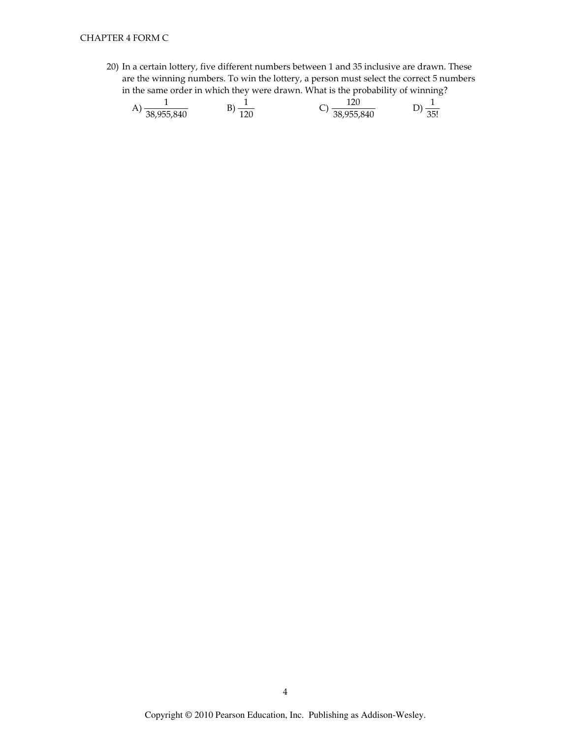20) In a certain lottery, five different numbers between 1 and 35 inclusive are drawn. These are the winning numbers. To win the lottery, a person must select the correct 5 numbers in the same order in which they were drawn. What is the probability of winning?

A) $\frac{1}{38{,}955{,}840}$ B) $\frac{1}{120}$ C) $\frac{120}{38{,}955{,}840}$ D) $\frac{1}{35!}$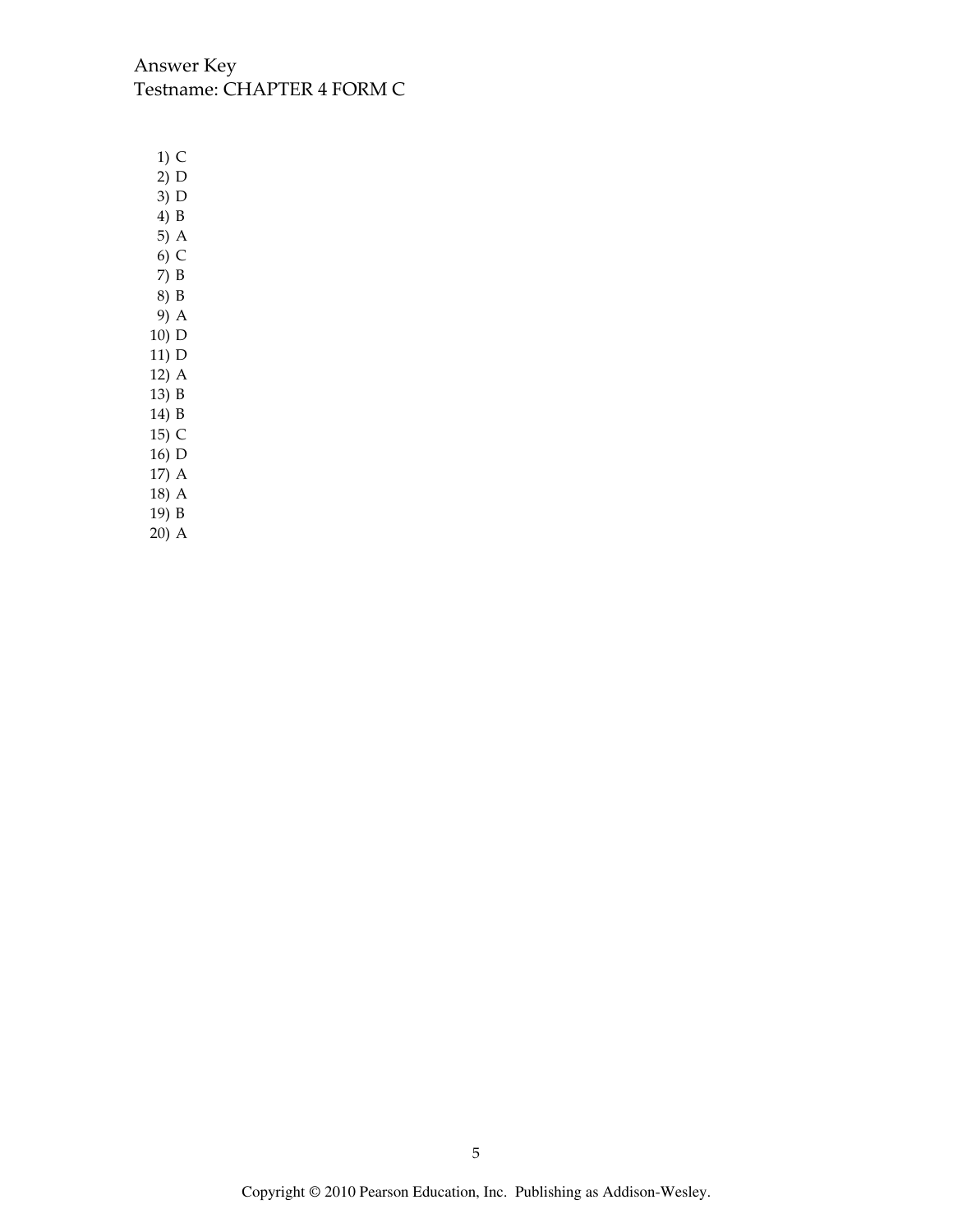Answer Key
Testname: CHAPTER 4 FORM C

1) C
2) D
3) D
4) B
5) A
6) C
7) B
8) B
9) A
10) D
11) D
12) A
13) B
14) B
15) C
16) D
17) A
18) A
19) B
20) A

Copyright © 2010 Pearson Education, Inc. Publishing as Addison-Wesley.